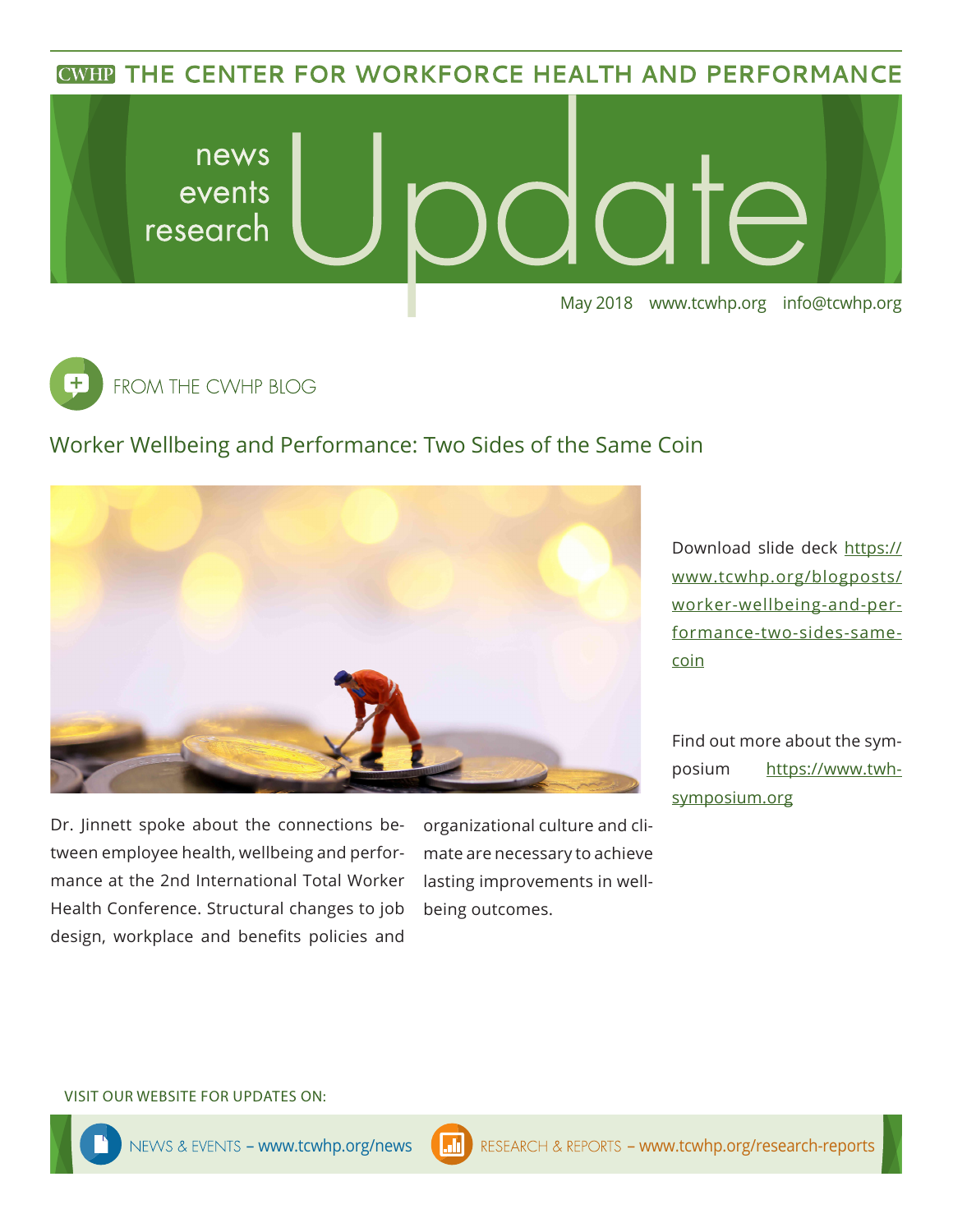CWHP THE CENTER FOR WORKFORCE HEALTH AND PERFORMANCE

# news events research Update

May 2018 www.tcwhp.org info@tcwhp.org

## FROM THE CWHP BLOG

### Worker Wellbeing and Performance: Two Sides of the Same Coin

Dr. Jinnett spoke about the connections between employee health, wellbeing and performance at the 2nd International Total Worker Health Conference. Structural changes to job design, workplace and benefits policies and organizational culture and climate are necessary to achieve lasting improvements in wellbeing outcomes.

Download slide deck https://www.tcwhp.org/blogposts/worker-wellbeing-and-performance-two-sides-same-coin

Find out more about the symposium https://www.twh-symposium.org

VISIT OUR WEBSITE FOR UPDATES ON:

NEWS & EVENTS – www.tcwhp.org/news

RESEARCH & REPORTS – www.tcwhp.org/research-reports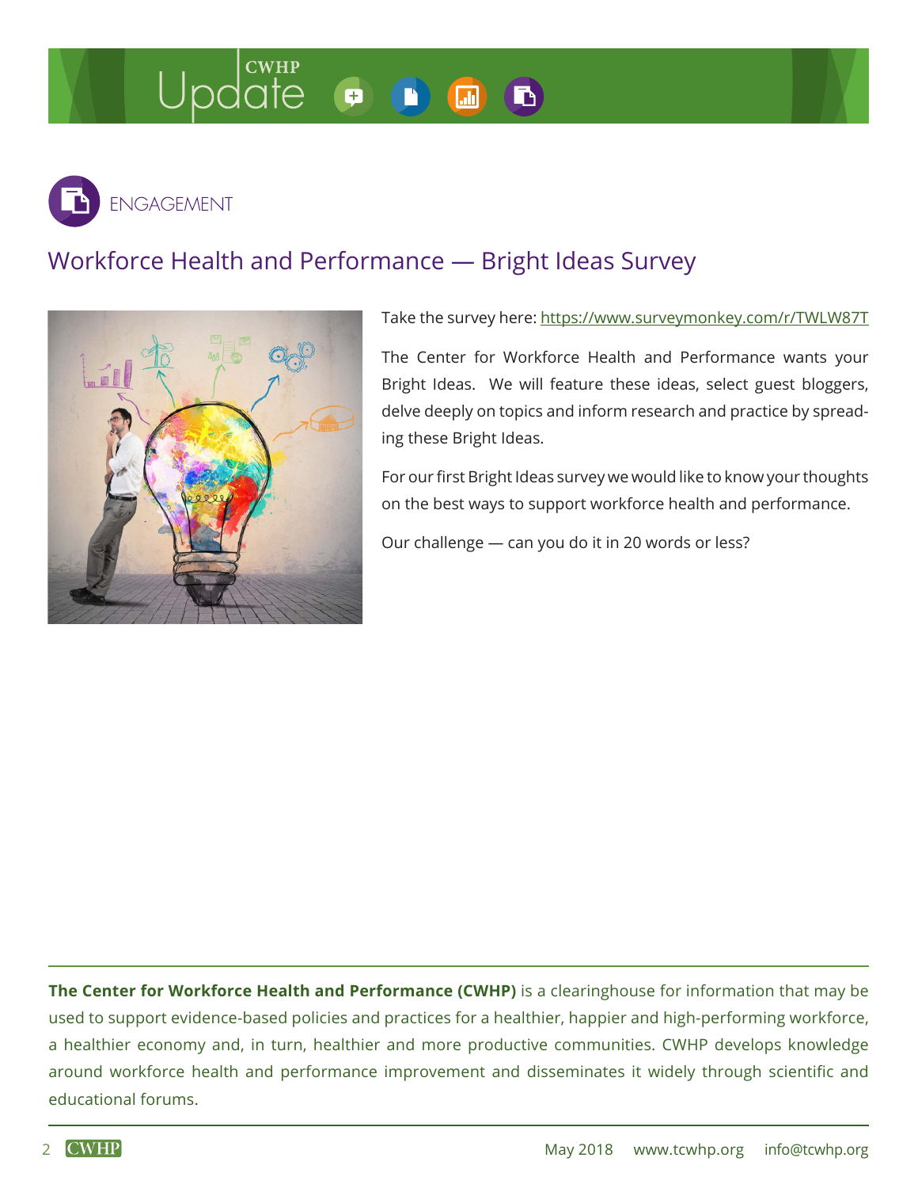## ENGAGEMENT

# Workforce Health and Performance — Bright Ideas Survey

Take the survey here: https://www.surveymonkey.com/r/TWLW87T

The Center for Workforce Health and Performance wants your Bright Ideas. We will feature these ideas, select guest bloggers, delve deeply on topics and inform research and practice by spreading these Bright Ideas.

For our first Bright Ideas survey we would like to know your thoughts on the best ways to support workforce health and performance.

Our challenge — can you do it in 20 words or less?

---

**The Center for Workforce Health and Performance (CWHP)** is a clearinghouse for information that may be used to support evidence-based policies and practices for a healthier, happier and high-performing workforce, a healthier economy and, in turn, healthier and more productive communities. CWHP develops knowledge around workforce health and performance improvement and disseminates it widely through scientific and educational forums.